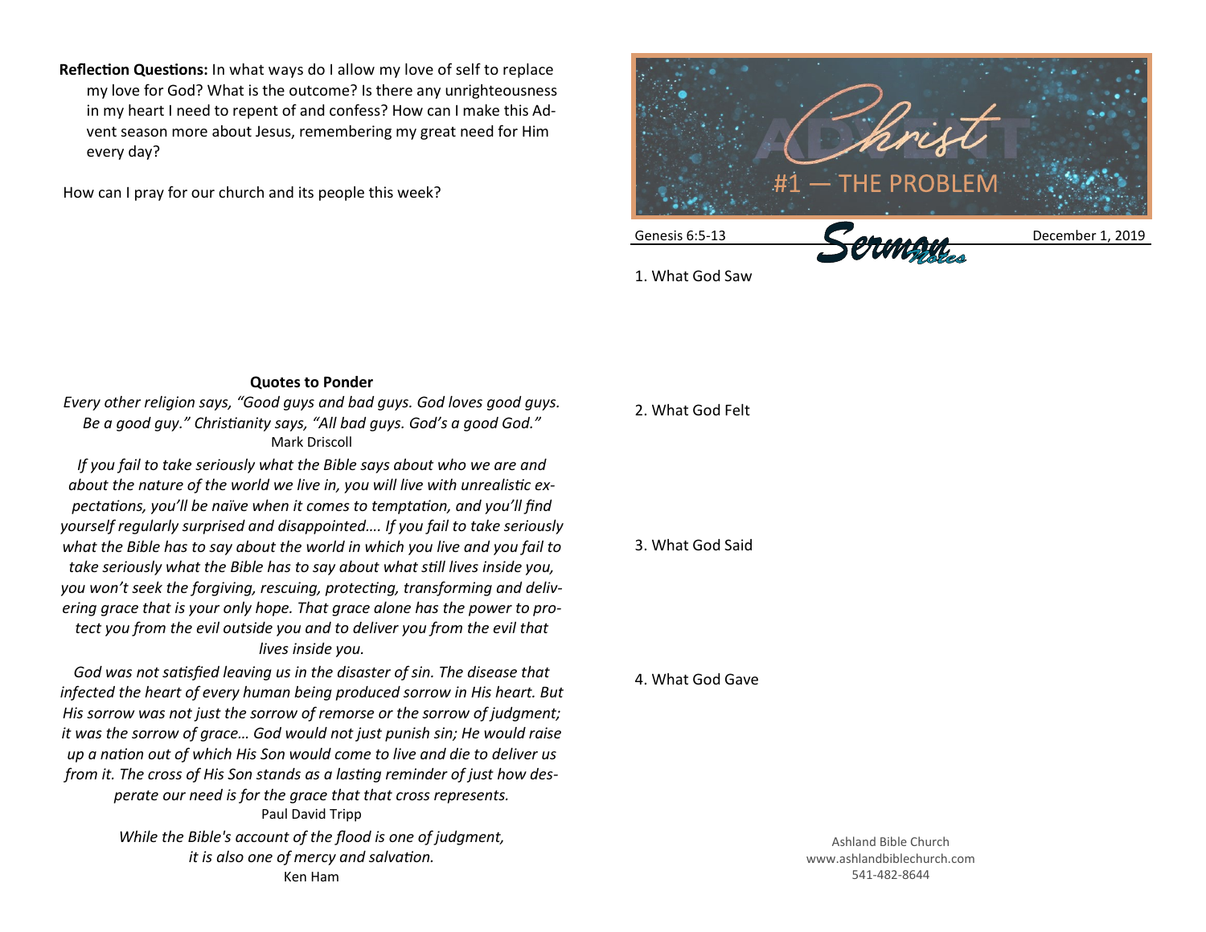**Reflection Questions:** In what ways do I allow my love of self to replace my love for God? What is the outcome? Is there any unrighteousness in my heart I need to repent of and confess? How can I make this Advent season more about Jesus, remembering my great need for Him every day?

How can I pray for our church and its people this week?

**Quotes to Ponder**

*Every other religion says, "Good guys and bad guys. God loves good guys. Be a good guy." Christianity says, "All bad guys. God's a good God."*
Mark Driscoll

*If you fail to take seriously what the Bible says about who we are and about the nature of the world we live in, you will live with unrealistic expectations, you'll be naïve when it comes to temptation, and you'll find yourself regularly surprised and disappointed…. If you fail to take seriously what the Bible has to say about the world in which you live and you fail to take seriously what the Bible has to say about what still lives inside you, you won't seek the forgiving, rescuing, protecting, transforming and delivering grace that is your only hope. That grace alone has the power to protect you from the evil outside you and to deliver you from the evil that lives inside you.*

*God was not satisfied leaving us in the disaster of sin. The disease that infected the heart of every human being produced sorrow in His heart. But His sorrow was not just the sorrow of remorse or the sorrow of judgment; it was the sorrow of grace… God would not just punish sin; He would raise up a nation out of which His Son would come to live and die to deliver us from it. The cross of His Son stands as a lasting reminder of just how desperate our need is for the grace that that cross represents.*
Paul David Tripp

*While the Bible's account of the flood is one of judgment, it is also one of mercy and salvation.*
Ken Ham

# Advent Christ
## #1 — THE PROBLEM

Genesis 6:5-13 — **Sermon Notes** — December 1, 2019

1. What God Saw

2. What God Felt

3. What God Said

4. What God Gave

Ashland Bible Church
www.ashlandbiblechurch.com
541-482-8644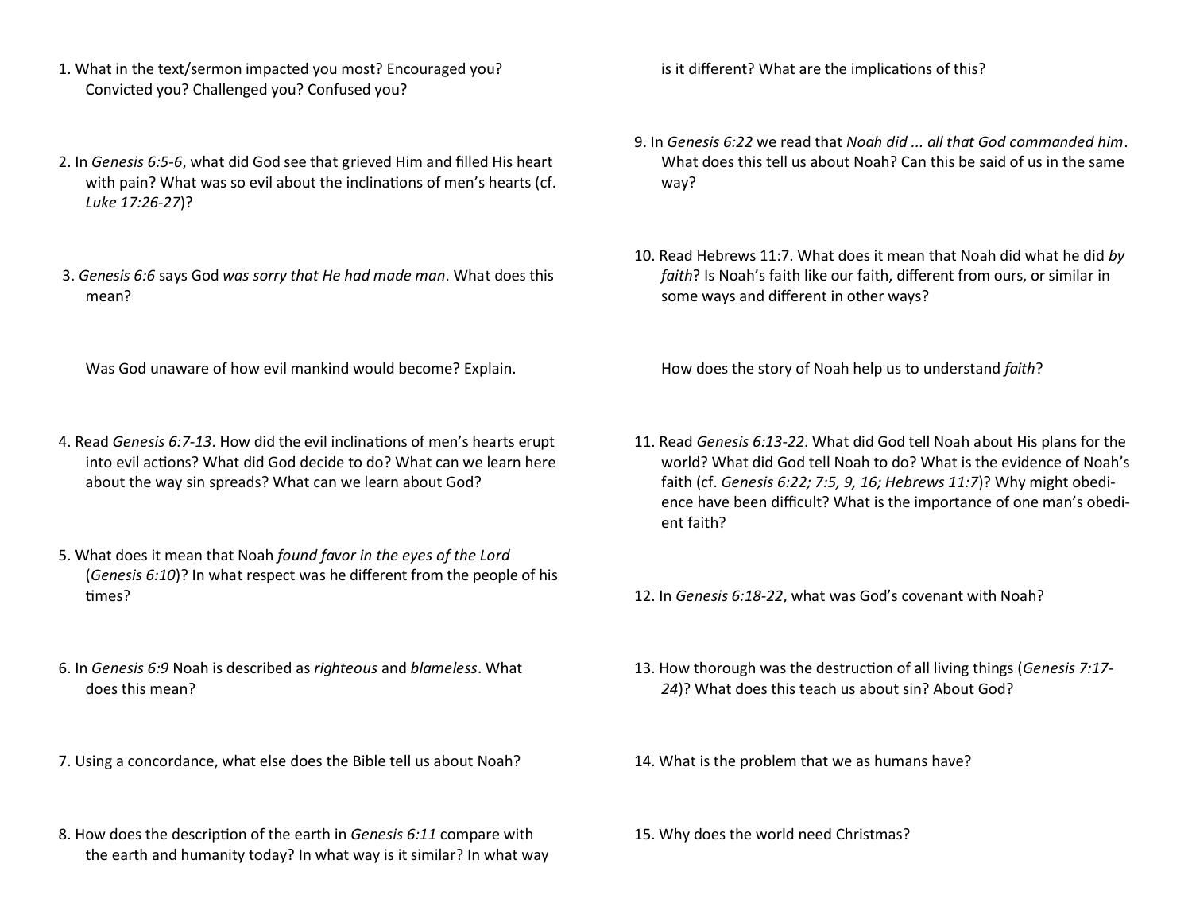1. What in the text/sermon impacted you most? Encouraged you? Convicted you? Challenged you? Confused you?

2. In *Genesis 6:5-6*, what did God see that grieved Him and filled His heart with pain? What was so evil about the inclinations of men's hearts (cf. *Luke 17:26-27*)?

3. *Genesis 6:6* says God *was sorry that He had made man*. What does this mean?

   Was God unaware of how evil mankind would become? Explain.

4. Read *Genesis 6:7-13*. How did the evil inclinations of men's hearts erupt into evil actions? What did God decide to do? What can we learn here about the way sin spreads? What can we learn about God?

5. What does it mean that Noah *found favor in the eyes of the Lord* (*Genesis 6:10*)? In what respect was he different from the people of his times?

6. In *Genesis 6:9* Noah is described as *righteous* and *blameless*. What does this mean?

7. Using a concordance, what else does the Bible tell us about Noah?

8. How does the description of the earth in *Genesis 6:11* compare with the earth and humanity today? In what way is it similar? In what way is it different? What are the implications of this?

9. In *Genesis 6:22* we read that *Noah did ... all that God commanded him*. What does this tell us about Noah? Can this be said of us in the same way?

10. Read Hebrews 11:7. What does it mean that Noah did what he did *by faith*? Is Noah's faith like our faith, different from ours, or similar in some ways and different in other ways?

    How does the story of Noah help us to understand *faith*?

11. Read *Genesis 6:13-22*. What did God tell Noah about His plans for the world? What did God tell Noah to do? What is the evidence of Noah's faith (cf. *Genesis 6:22; 7:5, 9, 16; Hebrews 11:7*)? Why might obedience have been difficult? What is the importance of one man's obedient faith?

12. In *Genesis 6:18-22*, what was God's covenant with Noah?

13. How thorough was the destruction of all living things (*Genesis 7:17-24*)? What does this teach us about sin? About God?

14. What is the problem that we as humans have?

15. Why does the world need Christmas?